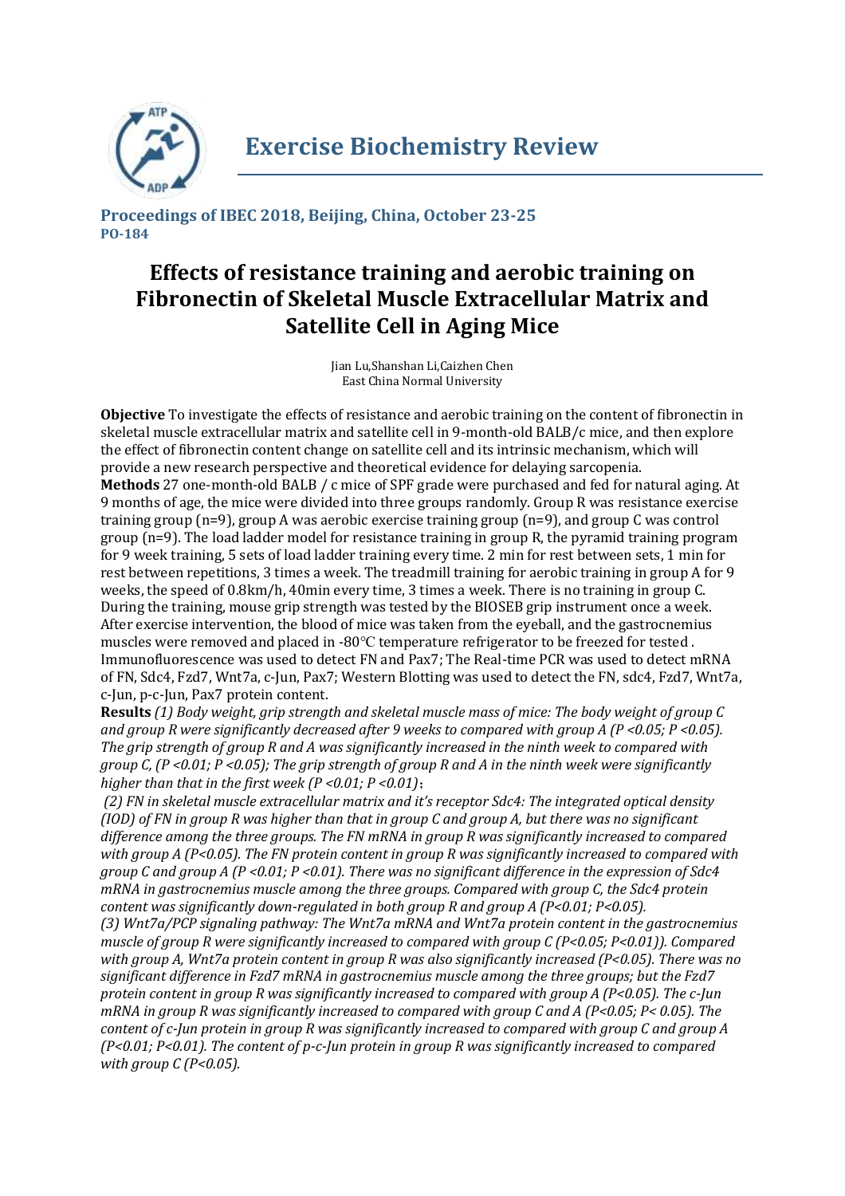# Exercise Biochemistry Review

**Proceedings of IBEC 2018, Beijing, China, October 23-25**
**PO-184**

# Effects of resistance training and aerobic training on Fibronectin of Skeletal Muscle Extracellular Matrix and Satellite Cell in Aging Mice

Jian Lu,Shanshan Li,Caizhen Chen
East China Normal University

**Objective** To investigate the effects of resistance and aerobic training on the content of fibronectin in skeletal muscle extracellular matrix and satellite cell in 9-month-old BALB/c mice, and then explore the effect of fibronectin content change on satellite cell and its intrinsic mechanism, which will provide a new research perspective and theoretical evidence for delaying sarcopenia.

**Methods** 27 one-month-old BALB / c mice of SPF grade were purchased and fed for natural aging. At 9 months of age, the mice were divided into three groups randomly. Group R was resistance exercise training group (n=9), group A was aerobic exercise training group (n=9), and group C was control group (n=9). The load ladder model for resistance training in group R, the pyramid training program for 9 week training, 5 sets of load ladder training every time. 2 min for rest between sets, 1 min for rest between repetitions, 3 times a week. The treadmill training for aerobic training in group A for 9 weeks, the speed of 0.8km/h, 40min every time, 3 times a week. There is no training in group C. During the training, mouse grip strength was tested by the BIOSEB grip instrument once a week. After exercise intervention, the blood of mice was taken from the eyeball, and the gastrocnemius muscles were removed and placed in -80°C temperature refrigerator to be freezed for tested . Immunofluorescence was used to detect FN and Pax7; The Real-time PCR was used to detect mRNA of FN, Sdc4, Fzd7, Wnt7a, c-Jun, Pax7; Western Blotting was used to detect the FN, sdc4, Fzd7, Wnt7a, c-Jun, p-c-Jun, Pax7 protein content.

**Results** *(1) Body weight, grip strength and skeletal muscle mass of mice: The body weight of group C and group R were significantly decreased after 9 weeks to compared with group A ($P<0.05$; $P<0.05$). The grip strength of group R and A was significantly increased in the ninth week to compared with group C, ($P<0.01$; $P<0.05$); The grip strength of group R and A in the ninth week were significantly higher than that in the first week ($P<0.01$; $P<0.01$)*；

*(2) FN in skeletal muscle extracellular matrix and it's receptor Sdc4: The integrated optical density (IOD) of FN in group R was higher than that in group C and group A, but there was no significant difference among the three groups. The FN mRNA in group R was significantly increased to compared with group A ($P<0.05$). The FN protein content in group R was significantly increased to compared with group C and group A ($P<0.01$; $P<0.01$). There was no significant difference in the expression of Sdc4 mRNA in gastrocnemius muscle among the three groups. Compared with group C, the Sdc4 protein content was significantly down-regulated in both group R and group A ($P<0.01$; $P<0.05$).*

*(3) Wnt7a/PCP signaling pathway: The Wnt7a mRNA and Wnt7a protein content in the gastrocnemius muscle of group R were significantly increased to compared with group C ($P<0.05$; $P<0.01$)). Compared with group A, Wnt7a protein content in group R was also significantly increased ($P<0.05$). There was no significant difference in Fzd7 mRNA in gastrocnemius muscle among the three groups; but the Fzd7 protein content in group R was significantly increased to compared with group A ($P<0.05$). The c-Jun mRNA in group R was significantly increased to compared with group C and A ($P<0.05$; $P<0.05$). The content of c-Jun protein in group R was significantly increased to compared with group C and group A ($P<0.01$; $P<0.01$). The content of p-c-Jun protein in group R was significantly increased to compared with group C ($P<0.05$).*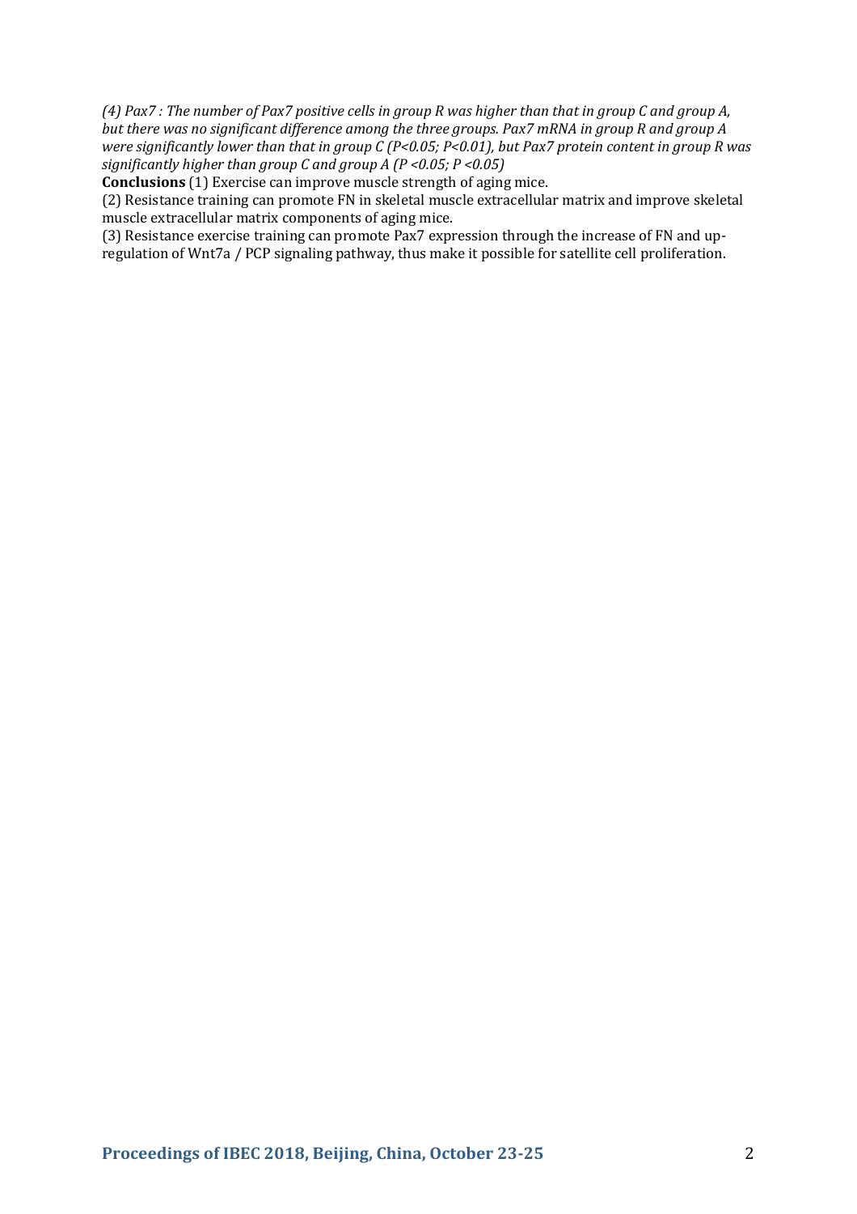*(4) Pax7 : The number of Pax7 positive cells in group R was higher than that in group C and group A, but there was no significant difference among the three groups. Pax7 mRNA in group R and group A were significantly lower than that in group C ($P<0.05$; $P<0.01$), but Pax7 protein content in group R was significantly higher than group C and group A ($P <0.05$; $P <0.05$)*

**Conclusions** (1) Exercise can improve muscle strength of aging mice.

(2) Resistance training can promote FN in skeletal muscle extracellular matrix and improve skeletal muscle extracellular matrix components of aging mice.

(3) Resistance exercise training can promote Pax7 expression through the increase of FN and up-regulation of Wnt7a / PCP signaling pathway, thus make it possible for satellite cell proliferation.